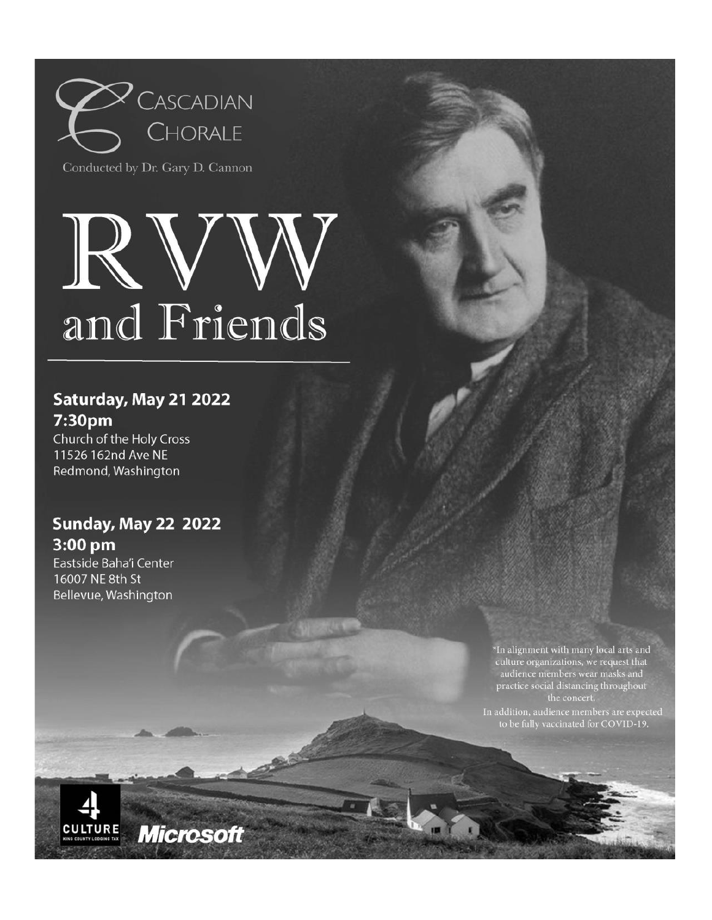Cascadian Chorale

Conducted by Dr. Gary D. Cannon

# RVW and Friends

**Saturday, May 21 2022**
**7:30pm**
Church of the Holy Cross
11526 162nd Ave NE
Redmond, Washington

**Sunday, May 22 2022**
**3:00 pm**
Eastside Baha'i Center
16007 NE 8th St
Bellevue, Washington

*In alignment with many local arts and culture organizations, we request that audience members wear masks and practice social distancing throughout the concert.
In addition, audience members are expected to be fully vaccinated for COVID-19.

4Culture King County Lodging Tax

Microsoft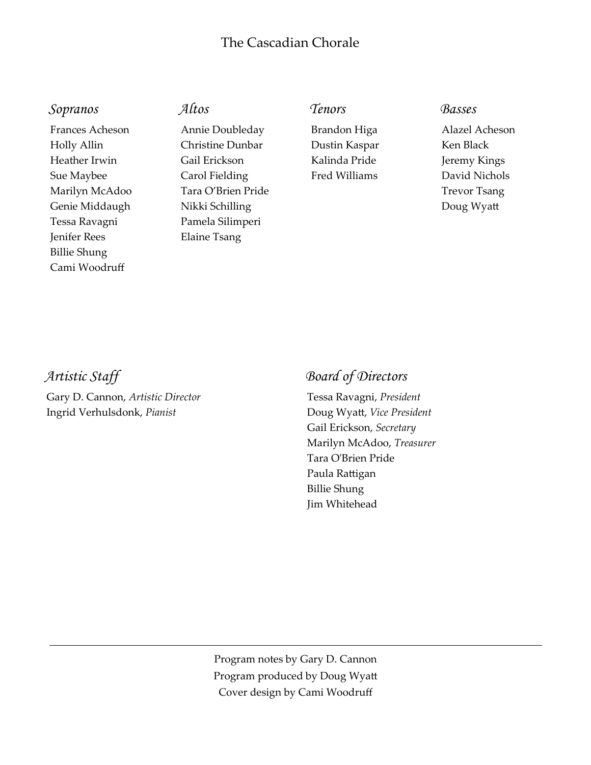# The Cascadian Chorale

### *Sopranos*

Frances Acheson
Holly Allin
Heather Irwin
Sue Maybee
Marilyn McAdoo
Genie Middaugh
Tessa Ravagni
Jenifer Rees
Billie Shung
Cami Woodruff

### *Altos*

Annie Doubleday
Christine Dunbar
Gail Erickson
Carol Fielding
Tara O'Brien Pride
Nikki Schilling
Pamela Silimperi
Elaine Tsang

### *Tenors*

Brandon Higa
Dustin Kaspar
Kalinda Pride
Fred Williams

### *Basses*

Alazel Acheson
Ken Black
Jeremy Kings
David Nichols
Trevor Tsang
Doug Wyatt

## *Artistic Staff*

Gary D. Cannon, *Artistic Director*
Ingrid Verhulsdonk, *Pianist*

## *Board of Directors*

Tessa Ravagni, *President*
Doug Wyatt, *Vice President*
Gail Erickson, *Secretary*
Marilyn McAdoo, *Treasurer*
Tara O'Brien Pride
Paula Rattigan
Billie Shung
Jim Whitehead

---

Program notes by Gary D. Cannon
Program produced by Doug Wyatt
Cover design by Cami Woodruff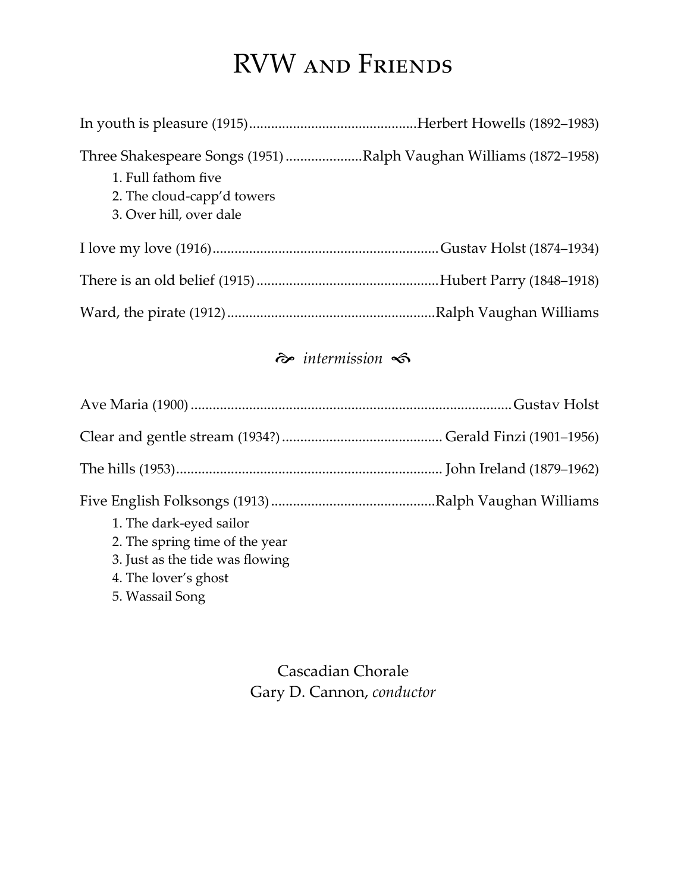# RVW and Friends

In youth is pleasure (1915) .............................................. Herbert Howells (1892–1983)

Three Shakespeare Songs (1951) .................... Ralph Vaughan Williams (1872–1958)

1. Full fathom five
2. The cloud-capp'd towers
3. Over hill, over dale

I love my love (1916) ............................................................ Gustav Holst (1874–1934)

There is an old belief (1915) ................................................. Hubert Parry (1848–1918)

Ward, the pirate (1912) ........................................................ Ralph Vaughan Williams

*intermission*

Ave Maria (1900) ........................................................................................ Gustav Holst

Clear and gentle stream (1934?) ........................................... Gerald Finzi (1901–1956)

The hills (1953) ......................................................................... John Ireland (1879–1962)

Five English Folksongs (1913) ............................................ Ralph Vaughan Williams

1. The dark-eyed sailor
2. The spring time of the year
3. Just as the tide was flowing
4. The lover's ghost
5. Wassail Song

Cascadian Chorale
Gary D. Cannon, *conductor*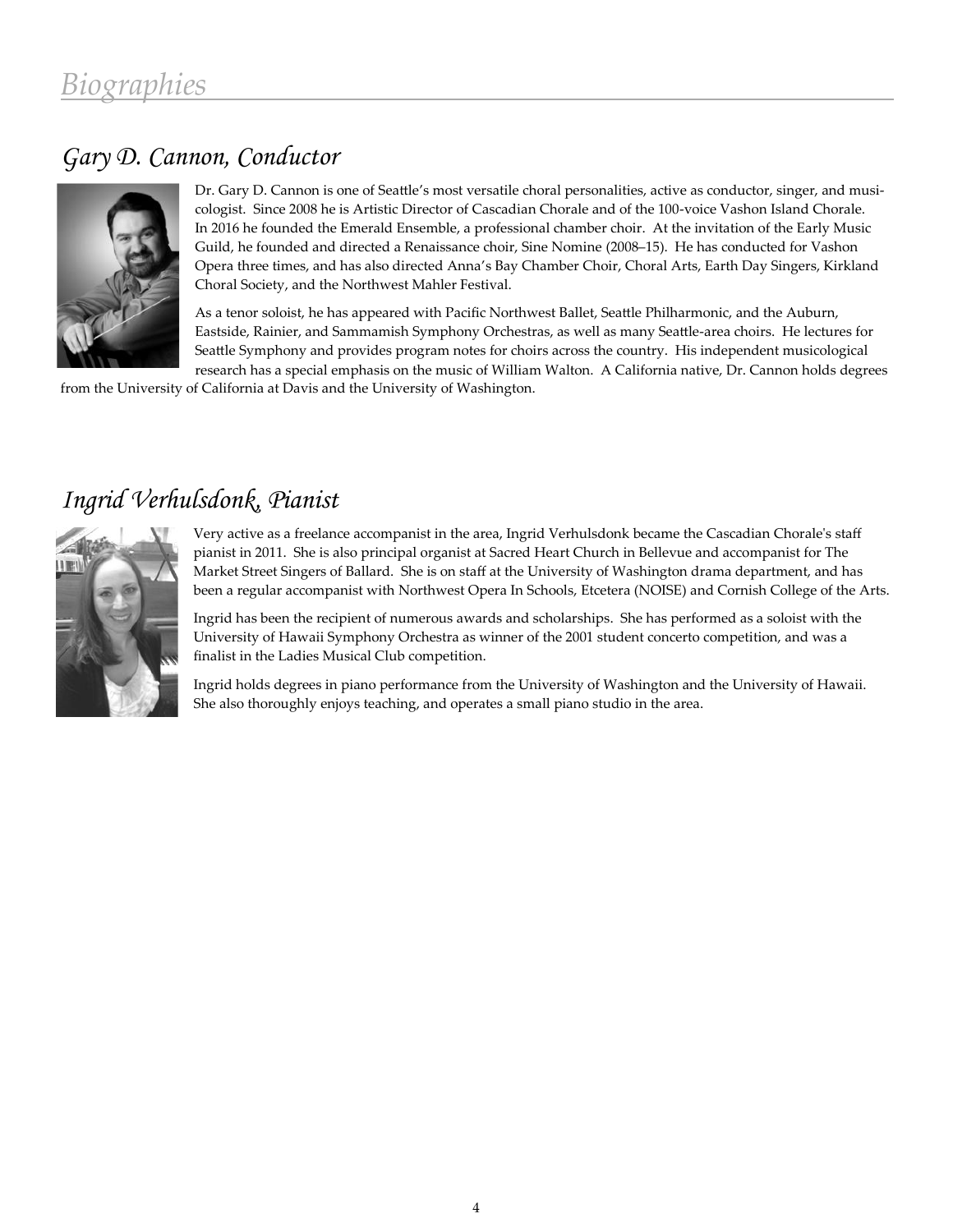# *Biographies*

## *Gary D. Cannon, Conductor*

Dr. Gary D. Cannon is one of Seattle's most versatile choral personalities, active as conductor, singer, and musicologist. Since 2008 he is Artistic Director of Cascadian Chorale and of the 100-voice Vashon Island Chorale. In 2016 he founded the Emerald Ensemble, a professional chamber choir. At the invitation of the Early Music Guild, he founded and directed a Renaissance choir, Sine Nomine (2008–15). He has conducted for Vashon Opera three times, and has also directed Anna's Bay Chamber Choir, Choral Arts, Earth Day Singers, Kirkland Choral Society, and the Northwest Mahler Festival.

As a tenor soloist, he has appeared with Pacific Northwest Ballet, Seattle Philharmonic, and the Auburn, Eastside, Rainier, and Sammamish Symphony Orchestras, as well as many Seattle-area choirs. He lectures for Seattle Symphony and provides program notes for choirs across the country. His independent musicological research has a special emphasis on the music of William Walton. A California native, Dr. Cannon holds degrees from the University of California at Davis and the University of Washington.

## *Ingrid Verhulsdonk, Pianist*

Very active as a freelance accompanist in the area, Ingrid Verhulsdonk became the Cascadian Chorale's staff pianist in 2011. She is also principal organist at Sacred Heart Church in Bellevue and accompanist for The Market Street Singers of Ballard. She is on staff at the University of Washington drama department, and has been a regular accompanist with Northwest Opera In Schools, Etcetera (NOISE) and Cornish College of the Arts.

Ingrid has been the recipient of numerous awards and scholarships. She has performed as a soloist with the University of Hawaii Symphony Orchestra as winner of the 2001 student concerto competition, and was a finalist in the Ladies Musical Club competition.

Ingrid holds degrees in piano performance from the University of Washington and the University of Hawaii. She also thoroughly enjoys teaching, and operates a small piano studio in the area.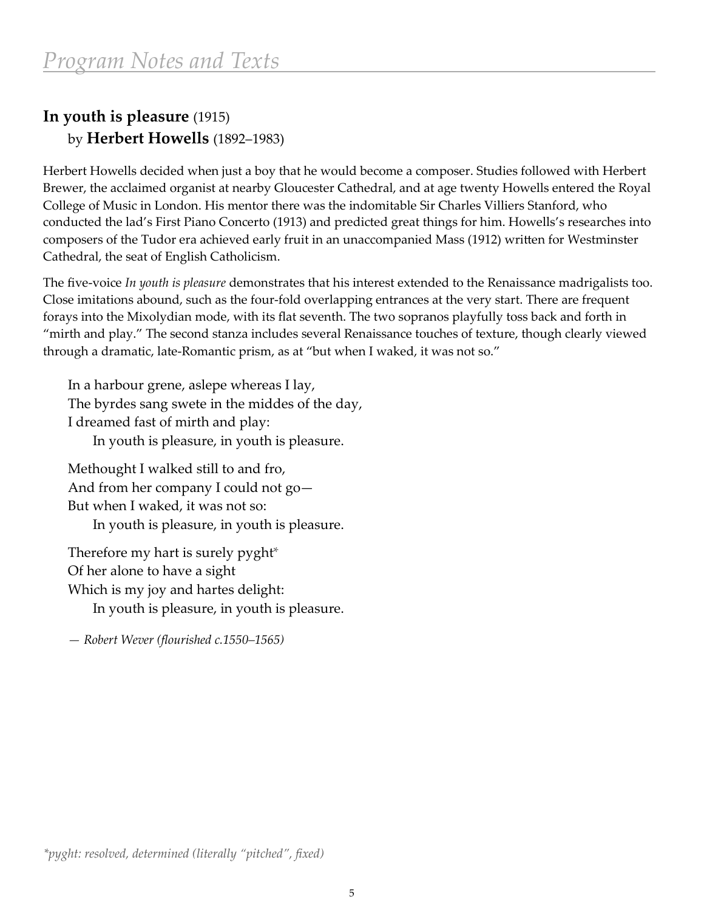# *Program Notes and Texts*

## **In youth is pleasure** (1915)
### by **Herbert Howells** (1892–1983)

Herbert Howells decided when just a boy that he would become a composer. Studies followed with Herbert Brewer, the acclaimed organist at nearby Gloucester Cathedral, and at age twenty Howells entered the Royal College of Music in London. His mentor there was the indomitable Sir Charles Villiers Stanford, who conducted the lad's First Piano Concerto (1913) and predicted great things for him. Howells's researches into composers of the Tudor era achieved early fruit in an unaccompanied Mass (1912) written for Westminster Cathedral, the seat of English Catholicism.

The five-voice *In youth is pleasure* demonstrates that his interest extended to the Renaissance madrigalists too. Close imitations abound, such as the four-fold overlapping entrances at the very start. There are frequent forays into the Mixolydian mode, with its flat seventh. The two sopranos playfully toss back and forth in "mirth and play." The second stanza includes several Renaissance touches of texture, though clearly viewed through a dramatic, late-Romantic prism, as at "but when I waked, it was not so."

In a harbour grene, aslepe whereas I lay,
The byrdes sang swete in the middes of the day,
I dreamed fast of mirth and play:
    In youth is pleasure, in youth is pleasure.

Methought I walked still to and fro,
And from her company I could not go—
But when I waked, it was not so:
    In youth is pleasure, in youth is pleasure.

Therefore my hart is surely pyght*
Of her alone to have a sight
Which is my joy and hartes delight:
    In youth is pleasure, in youth is pleasure.

— *Robert Wever (flourished c.1550–1565)*

*\*pyght: resolved, determined (literally "pitched", fixed)*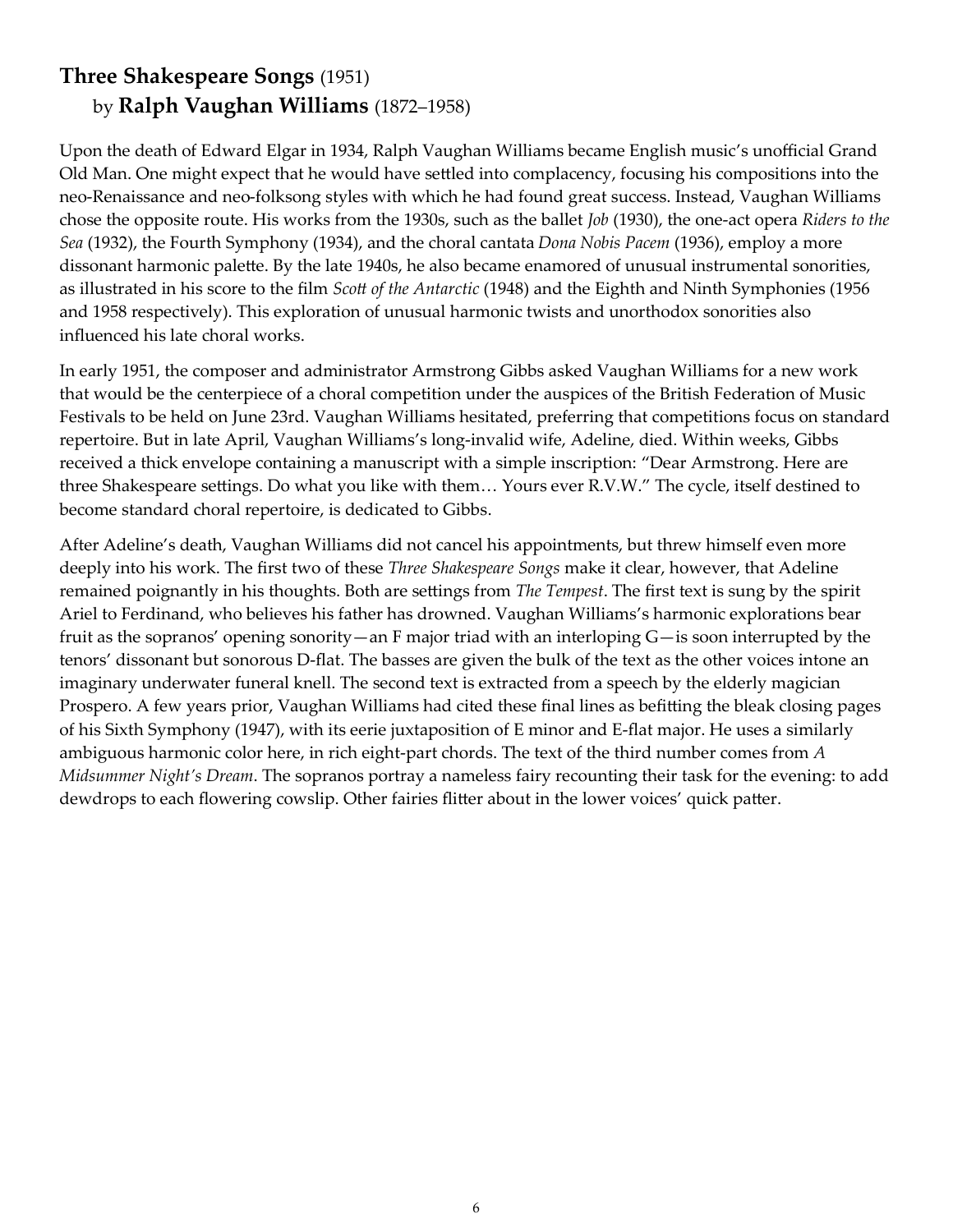## **Three Shakespeare Songs** (1951)
### by **Ralph Vaughan Williams** (1872–1958)

Upon the death of Edward Elgar in 1934, Ralph Vaughan Williams became English music's unofficial Grand Old Man. One might expect that he would have settled into complacency, focusing his compositions into the neo-Renaissance and neo-folksong styles with which he had found great success. Instead, Vaughan Williams chose the opposite route. His works from the 1930s, such as the ballet *Job* (1930), the one-act opera *Riders to the Sea* (1932), the Fourth Symphony (1934), and the choral cantata *Dona Nobis Pacem* (1936), employ a more dissonant harmonic palette. By the late 1940s, he also became enamored of unusual instrumental sonorities, as illustrated in his score to the film *Scott of the Antarctic* (1948) and the Eighth and Ninth Symphonies (1956 and 1958 respectively). This exploration of unusual harmonic twists and unorthodox sonorities also influenced his late choral works.

In early 1951, the composer and administrator Armstrong Gibbs asked Vaughan Williams for a new work that would be the centerpiece of a choral competition under the auspices of the British Federation of Music Festivals to be held on June 23rd. Vaughan Williams hesitated, preferring that competitions focus on standard repertoire. But in late April, Vaughan Williams's long-invalid wife, Adeline, died. Within weeks, Gibbs received a thick envelope containing a manuscript with a simple inscription: "Dear Armstrong. Here are three Shakespeare settings. Do what you like with them… Yours ever R.V.W." The cycle, itself destined to become standard choral repertoire, is dedicated to Gibbs.

After Adeline's death, Vaughan Williams did not cancel his appointments, but threw himself even more deeply into his work. The first two of these *Three Shakespeare Songs* make it clear, however, that Adeline remained poignantly in his thoughts. Both are settings from *The Tempest*. The first text is sung by the spirit Ariel to Ferdinand, who believes his father has drowned. Vaughan Williams's harmonic explorations bear fruit as the sopranos' opening sonority—an F major triad with an interloping G—is soon interrupted by the tenors' dissonant but sonorous D-flat. The basses are given the bulk of the text as the other voices intone an imaginary underwater funeral knell. The second text is extracted from a speech by the elderly magician Prospero. A few years prior, Vaughan Williams had cited these final lines as befitting the bleak closing pages of his Sixth Symphony (1947), with its eerie juxtaposition of E minor and E-flat major. He uses a similarly ambiguous harmonic color here, in rich eight-part chords. The text of the third number comes from *A Midsummer Night's Dream*. The sopranos portray a nameless fairy recounting their task for the evening: to add dewdrops to each flowering cowslip. Other fairies flitter about in the lower voices' quick patter.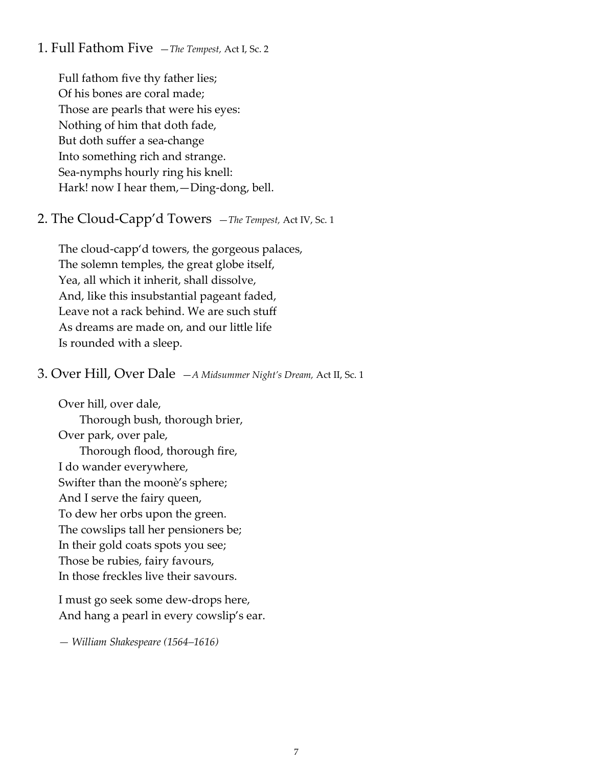## 1. Full Fathom Five — *The Tempest,* Act I, Sc. 2

Full fathom five thy father lies;  
Of his bones are coral made;  
Those are pearls that were his eyes:  
Nothing of him that doth fade,  
But doth suffer a sea-change  
Into something rich and strange.  
Sea-nymphs hourly ring his knell:  
Hark! now I hear them,—Ding-dong, bell.

## 2. The Cloud-Capp'd Towers — *The Tempest,* Act IV, Sc. 1

The cloud-capp'd towers, the gorgeous palaces,  
The solemn temples, the great globe itself,  
Yea, all which it inherit, shall dissolve,  
And, like this insubstantial pageant faded,  
Leave not a rack behind. We are such stuff  
As dreams are made on, and our little life  
Is rounded with a sleep.

## 3. Over Hill, Over Dale — *A Midsummer Night's Dream,* Act II, Sc. 1

Over hill, over dale,  
    Thorough bush, thorough brier,  
Over park, over pale,  
    Thorough flood, thorough fire,  
I do wander everywhere,  
Swifter than the moonè's sphere;  
And I serve the fairy queen,  
To dew her orbs upon the green.  
The cowslips tall her pensioners be;  
In their gold coats spots you see;  
Those be rubies, fairy favours,  
In those freckles live their savours.

I must go seek some dew-drops here,  
And hang a pearl in every cowslip's ear.

*— William Shakespeare (1564–1616)*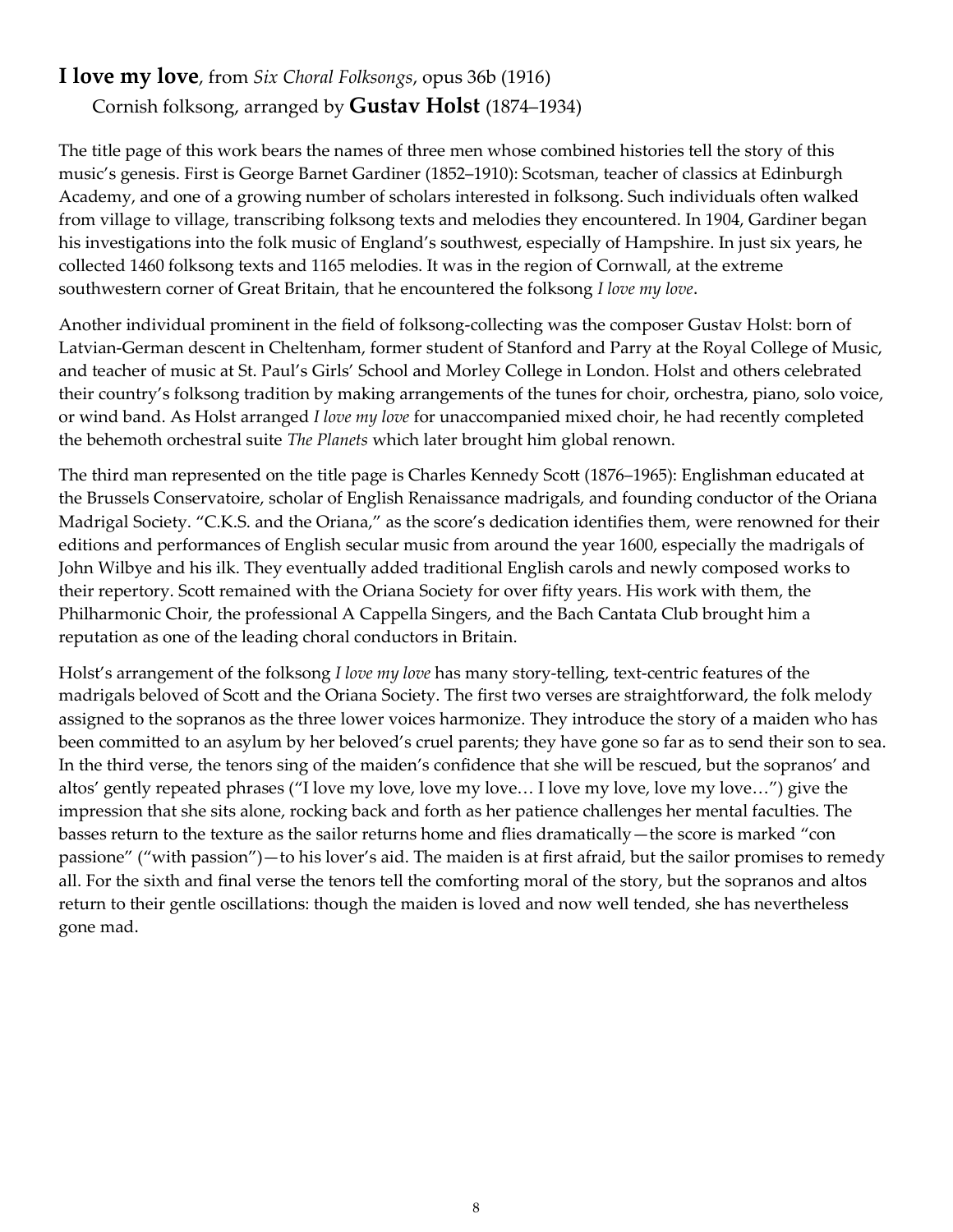## **I love my love**, from *Six Choral Folksongs*, opus 36b (1916)

Cornish folksong, arranged by **Gustav Holst** (1874–1934)

The title page of this work bears the names of three men whose combined histories tell the story of this music's genesis. First is George Barnet Gardiner (1852–1910): Scotsman, teacher of classics at Edinburgh Academy, and one of a growing number of scholars interested in folksong. Such individuals often walked from village to village, transcribing folksong texts and melodies they encountered. In 1904, Gardiner began his investigations into the folk music of England's southwest, especially of Hampshire. In just six years, he collected 1460 folksong texts and 1165 melodies. It was in the region of Cornwall, at the extreme southwestern corner of Great Britain, that he encountered the folksong *I love my love*.

Another individual prominent in the field of folksong-collecting was the composer Gustav Holst: born of Latvian-German descent in Cheltenham, former student of Stanford and Parry at the Royal College of Music, and teacher of music at St. Paul's Girls' School and Morley College in London. Holst and others celebrated their country's folksong tradition by making arrangements of the tunes for choir, orchestra, piano, solo voice, or wind band. As Holst arranged *I love my love* for unaccompanied mixed choir, he had recently completed the behemoth orchestral suite *The Planets* which later brought him global renown.

The third man represented on the title page is Charles Kennedy Scott (1876–1965): Englishman educated at the Brussels Conservatoire, scholar of English Renaissance madrigals, and founding conductor of the Oriana Madrigal Society. "C.K.S. and the Oriana," as the score's dedication identifies them, were renowned for their editions and performances of English secular music from around the year 1600, especially the madrigals of John Wilbye and his ilk. They eventually added traditional English carols and newly composed works to their repertory. Scott remained with the Oriana Society for over fifty years. His work with them, the Philharmonic Choir, the professional A Cappella Singers, and the Bach Cantata Club brought him a reputation as one of the leading choral conductors in Britain.

Holst's arrangement of the folksong *I love my love* has many story-telling, text-centric features of the madrigals beloved of Scott and the Oriana Society. The first two verses are straightforward, the folk melody assigned to the sopranos as the three lower voices harmonize. They introduce the story of a maiden who has been committed to an asylum by her beloved's cruel parents; they have gone so far as to send their son to sea. In the third verse, the tenors sing of the maiden's confidence that she will be rescued, but the sopranos' and altos' gently repeated phrases ("I love my love, love my love… I love my love, love my love…") give the impression that she sits alone, rocking back and forth as her patience challenges her mental faculties. The basses return to the texture as the sailor returns home and flies dramatically—the score is marked "con passione" ("with passion")—to his lover's aid. The maiden is at first afraid, but the sailor promises to remedy all. For the sixth and final verse the tenors tell the comforting moral of the story, but the sopranos and altos return to their gentle oscillations: though the maiden is loved and now well tended, she has nevertheless gone mad.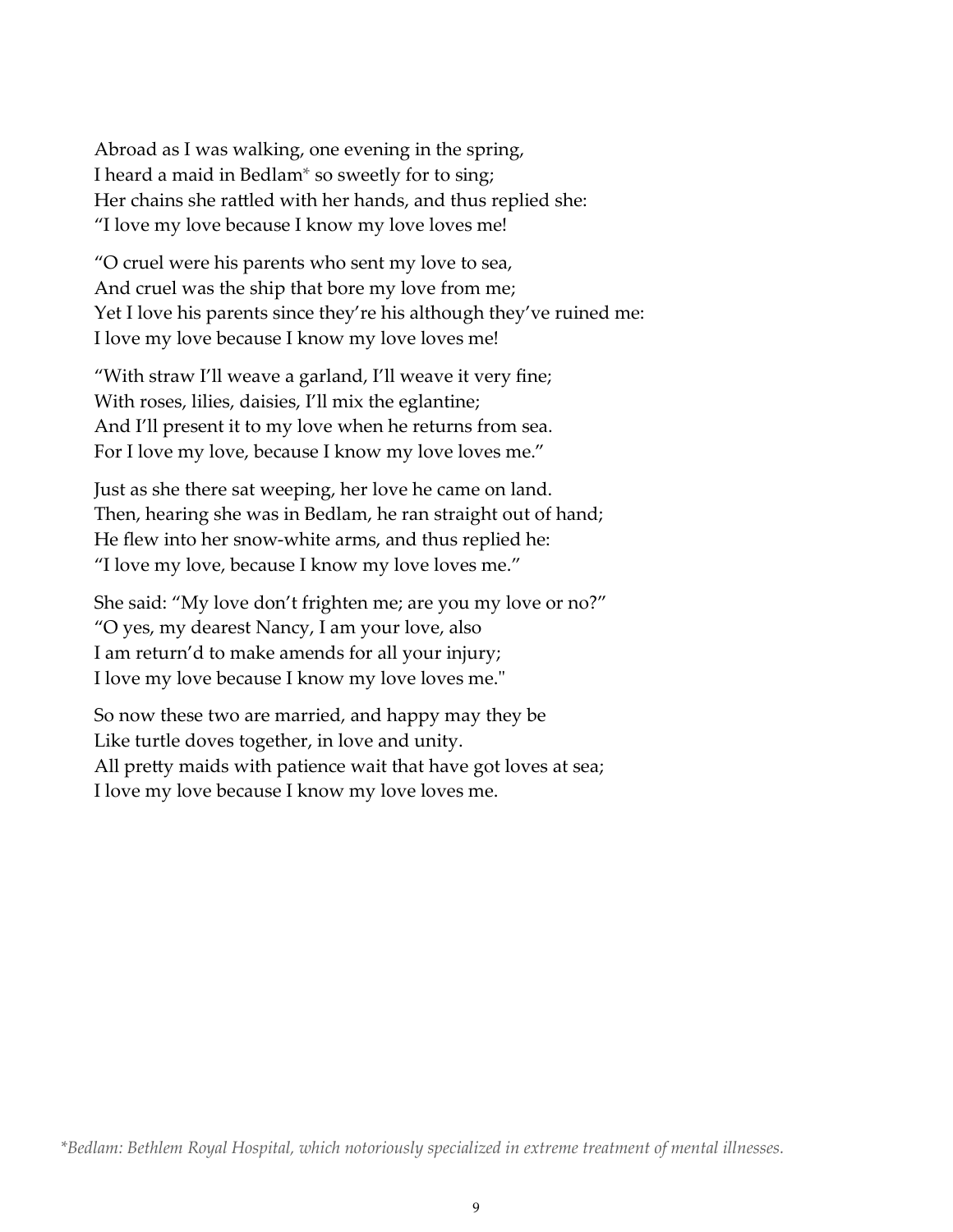Abroad as I was walking, one evening in the spring,
I heard a maid in Bedlam* so sweetly for to sing;
Her chains she rattled with her hands, and thus replied she:
"I love my love because I know my love loves me!

"O cruel were his parents who sent my love to sea,
And cruel was the ship that bore my love from me;
Yet I love his parents since they're his although they've ruined me:
I love my love because I know my love loves me!

"With straw I'll weave a garland, I'll weave it very fine;
With roses, lilies, daisies, I'll mix the eglantine;
And I'll present it to my love when he returns from sea.
For I love my love, because I know my love loves me."

Just as she there sat weeping, her love he came on land.
Then, hearing she was in Bedlam, he ran straight out of hand;
He flew into her snow-white arms, and thus replied he:
"I love my love, because I know my love loves me."

She said: "My love don't frighten me; are you my love or no?"
"O yes, my dearest Nancy, I am your love, also
I am return'd to make amends for all your injury;
I love my love because I know my love loves me."

So now these two are married, and happy may they be
Like turtle doves together, in love and unity.
All pretty maids with patience wait that have got loves at sea;
I love my love because I know my love loves me.

*\*Bedlam: Bethlem Royal Hospital, which notoriously specialized in extreme treatment of mental illnesses.*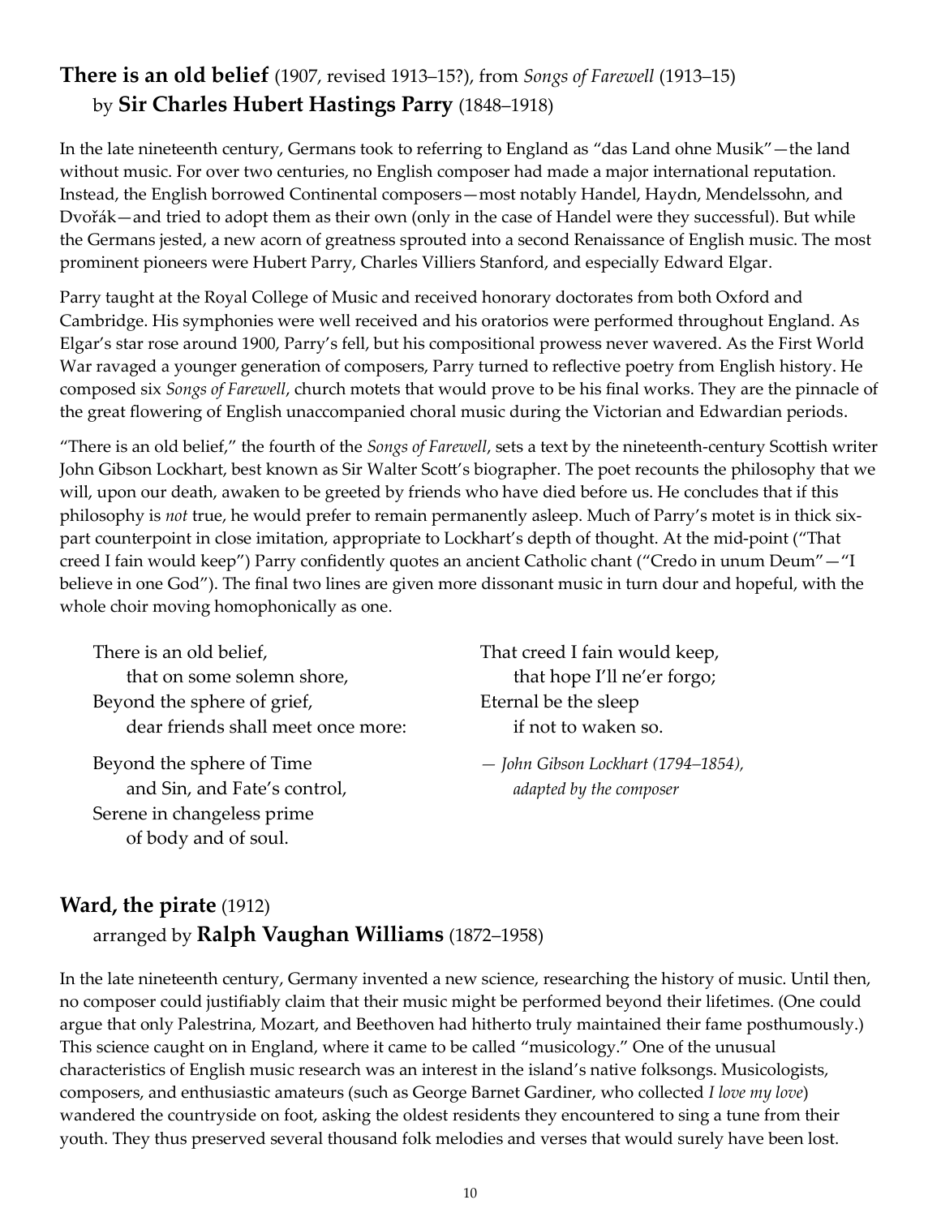## **There is an old belief** (1907, revised 1913–15?), from *Songs of Farewell* (1913–15) by **Sir Charles Hubert Hastings Parry** (1848–1918)

In the late nineteenth century, Germans took to referring to England as "das Land ohne Musik"—the land without music. For over two centuries, no English composer had made a major international reputation. Instead, the English borrowed Continental composers—most notably Handel, Haydn, Mendelssohn, and Dvořák—and tried to adopt them as their own (only in the case of Handel were they successful). But while the Germans jested, a new acorn of greatness sprouted into a second Renaissance of English music. The most prominent pioneers were Hubert Parry, Charles Villiers Stanford, and especially Edward Elgar.

Parry taught at the Royal College of Music and received honorary doctorates from both Oxford and Cambridge. His symphonies were well received and his oratorios were performed throughout England. As Elgar's star rose around 1900, Parry's fell, but his compositional prowess never wavered. As the First World War ravaged a younger generation of composers, Parry turned to reflective poetry from English history. He composed six *Songs of Farewell*, church motets that would prove to be his final works. They are the pinnacle of the great flowering of English unaccompanied choral music during the Victorian and Edwardian periods.

"There is an old belief," the fourth of the *Songs of Farewell*, sets a text by the nineteenth-century Scottish writer John Gibson Lockhart, best known as Sir Walter Scott's biographer. The poet recounts the philosophy that we will, upon our death, awaken to be greeted by friends who have died before us. He concludes that if this philosophy is *not* true, he would prefer to remain permanently asleep. Much of Parry's motet is in thick six-part counterpoint in close imitation, appropriate to Lockhart's depth of thought. At the mid-point ("That creed I fain would keep") Parry confidently quotes an ancient Catholic chant ("Credo in unum Deum"—"I believe in one God"). The final two lines are given more dissonant music in turn dour and hopeful, with the whole choir moving homophonically as one.

There is an old belief,
  that on some solemn shore,
Beyond the sphere of grief,
  dear friends shall meet once more:

Beyond the sphere of Time
  and Sin, and Fate's control,
Serene in changeless prime
  of body and of soul.

That creed I fain would keep,
  that hope I'll ne'er forgo;
Eternal be the sleep
  if not to waken so.

*— John Gibson Lockhart (1794–1854), adapted by the composer*

## **Ward, the pirate** (1912) arranged by **Ralph Vaughan Williams** (1872–1958)

In the late nineteenth century, Germany invented a new science, researching the history of music. Until then, no composer could justifiably claim that their music might be performed beyond their lifetimes. (One could argue that only Palestrina, Mozart, and Beethoven had hitherto truly maintained their fame posthumously.) This science caught on in England, where it came to be called "musicology." One of the unusual characteristics of English music research was an interest in the island's native folksongs. Musicologists, composers, and enthusiastic amateurs (such as George Barnet Gardiner, who collected *I love my love*) wandered the countryside on foot, asking the oldest residents they encountered to sing a tune from their youth. They thus preserved several thousand folk melodies and verses that would surely have been lost.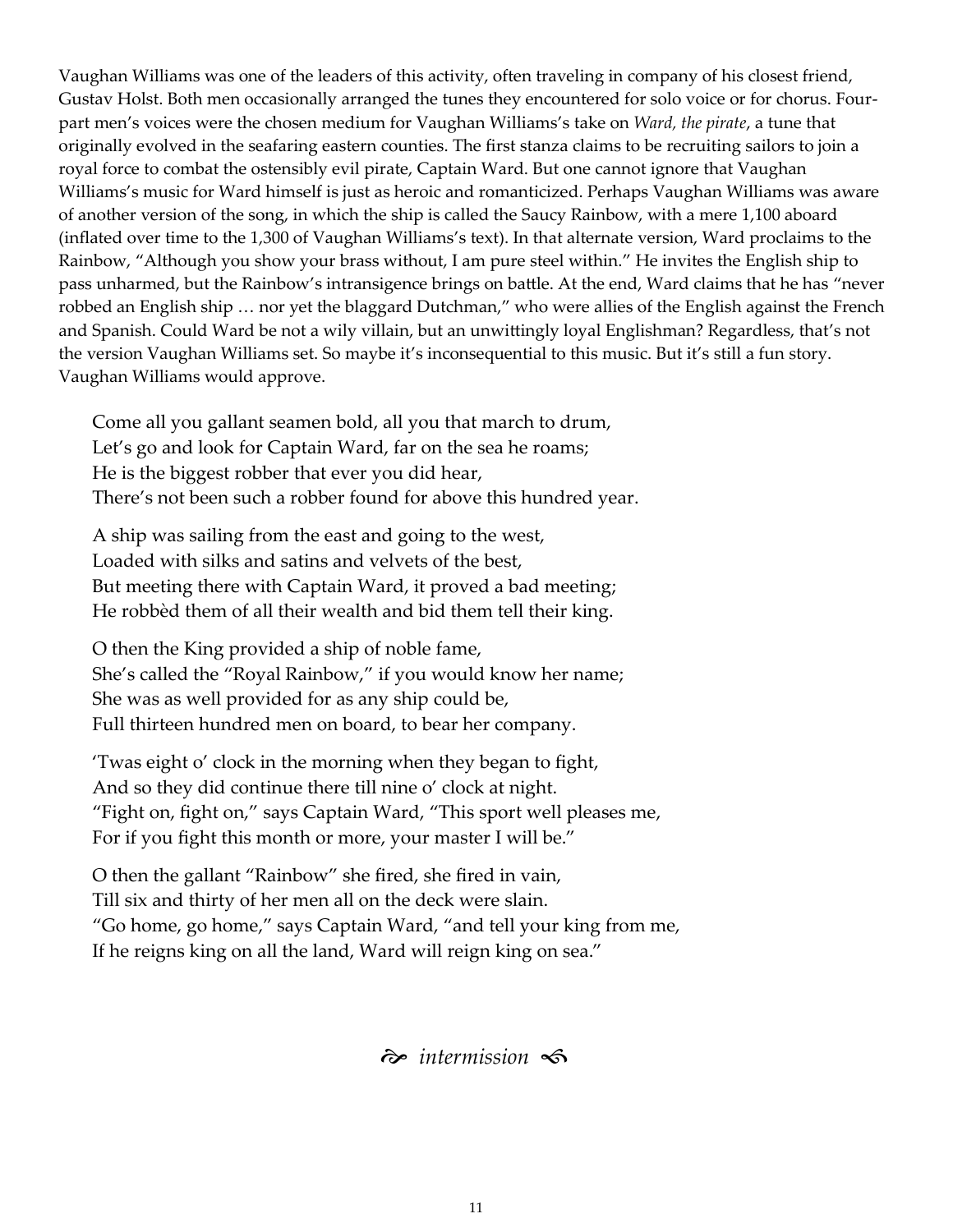Vaughan Williams was one of the leaders of this activity, often traveling in company of his closest friend, Gustav Holst. Both men occasionally arranged the tunes they encountered for solo voice or for chorus. Four-part men's voices were the chosen medium for Vaughan Williams's take on *Ward, the pirate*, a tune that originally evolved in the seafaring eastern counties. The first stanza claims to be recruiting sailors to join a royal force to combat the ostensibly evil pirate, Captain Ward. But one cannot ignore that Vaughan Williams's music for Ward himself is just as heroic and romanticized. Perhaps Vaughan Williams was aware of another version of the song, in which the ship is called the Saucy Rainbow, with a mere 1,100 aboard (inflated over time to the 1,300 of Vaughan Williams's text). In that alternate version, Ward proclaims to the Rainbow, "Although you show your brass without, I am pure steel within." He invites the English ship to pass unharmed, but the Rainbow's intransigence brings on battle. At the end, Ward claims that he has "never robbed an English ship … nor yet the blaggard Dutchman," who were allies of the English against the French and Spanish. Could Ward be not a wily villain, but an unwittingly loyal Englishman? Regardless, that's not the version Vaughan Williams set. So maybe it's inconsequential to this music. But it's still a fun story. Vaughan Williams would approve.

Come all you gallant seamen bold, all you that march to drum,
Let's go and look for Captain Ward, far on the sea he roams;
He is the biggest robber that ever you did hear,
There's not been such a robber found for above this hundred year.

A ship was sailing from the east and going to the west,
Loaded with silks and satins and velvets of the best,
But meeting there with Captain Ward, it proved a bad meeting;
He robbèd them of all their wealth and bid them tell their king.

O then the King provided a ship of noble fame,
She's called the "Royal Rainbow," if you would know her name;
She was as well provided for as any ship could be,
Full thirteen hundred men on board, to bear her company.

'Twas eight o' clock in the morning when they began to fight,
And so they did continue there till nine o' clock at night.
"Fight on, fight on," says Captain Ward, "This sport well pleases me,
For if you fight this month or more, your master I will be."

O then the gallant "Rainbow" she fired, she fired in vain,
Till six and thirty of her men all on the deck were slain.
"Go home, go home," says Captain Ward, "and tell your king from me,
If he reigns king on all the land, Ward will reign king on sea."

*intermission*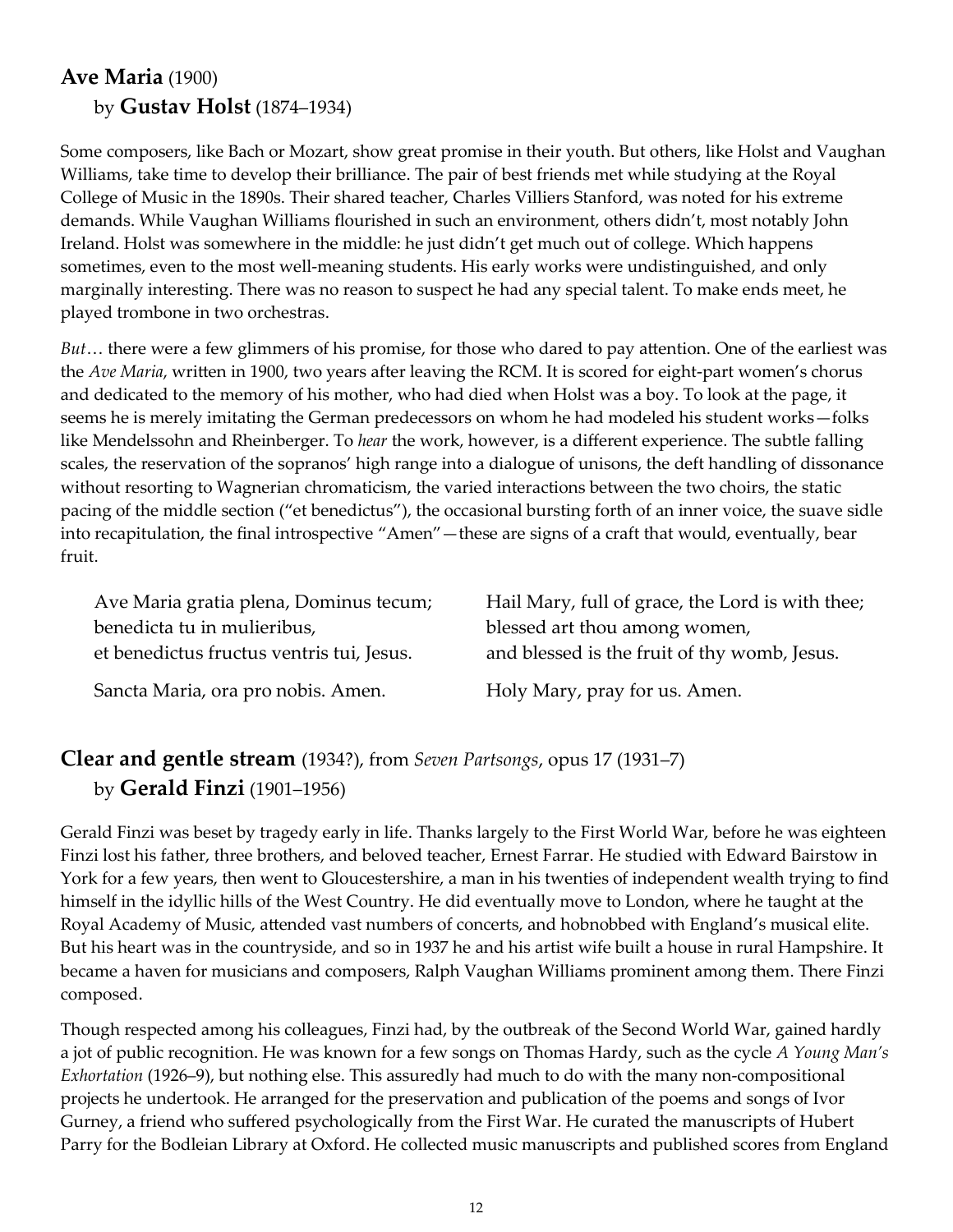## **Ave Maria** (1900)
### by **Gustav Holst** (1874–1934)

Some composers, like Bach or Mozart, show great promise in their youth. But others, like Holst and Vaughan Williams, take time to develop their brilliance. The pair of best friends met while studying at the Royal College of Music in the 1890s. Their shared teacher, Charles Villiers Stanford, was noted for his extreme demands. While Vaughan Williams flourished in such an environment, others didn't, most notably John Ireland. Holst was somewhere in the middle: he just didn't get much out of college. Which happens sometimes, even to the most well-meaning students. His early works were undistinguished, and only marginally interesting. There was no reason to suspect he had any special talent. To make ends meet, he played trombone in two orchestras.

*But*… there were a few glimmers of his promise, for those who dared to pay attention. One of the earliest was the *Ave Maria*, written in 1900, two years after leaving the RCM. It is scored for eight-part women's chorus and dedicated to the memory of his mother, who had died when Holst was a boy. To look at the page, it seems he is merely imitating the German predecessors on whom he had modeled his student works—folks like Mendelssohn and Rheinberger. To *hear* the work, however, is a different experience. The subtle falling scales, the reservation of the sopranos' high range into a dialogue of unisons, the deft handling of dissonance without resorting to Wagnerian chromaticism, the varied interactions between the two choirs, the static pacing of the middle section ("et benedictus"), the occasional bursting forth of an inner voice, the suave sidle into recapitulation, the final introspective "Amen"—these are signs of a craft that would, eventually, bear fruit.

| | |
|---|---|
| Ave Maria gratia plena, Dominus tecum;<br>benedicta tu in mulieribus,<br>et benedictus fructus ventris tui, Jesus. | Hail Mary, full of grace, the Lord is with thee;<br>blessed art thou among women,<br>and blessed is the fruit of thy womb, Jesus. |
| Sancta Maria, ora pro nobis. Amen. | Holy Mary, pray for us. Amen. |

## **Clear and gentle stream** (1934?), from *Seven Partsongs*, opus 17 (1931–7)
### by **Gerald Finzi** (1901–1956)

Gerald Finzi was beset by tragedy early in life. Thanks largely to the First World War, before he was eighteen Finzi lost his father, three brothers, and beloved teacher, Ernest Farrar. He studied with Edward Bairstow in York for a few years, then went to Gloucestershire, a man in his twenties of independent wealth trying to find himself in the idyllic hills of the West Country. He did eventually move to London, where he taught at the Royal Academy of Music, attended vast numbers of concerts, and hobnobbed with England's musical elite. But his heart was in the countryside, and so in 1937 he and his artist wife built a house in rural Hampshire. It became a haven for musicians and composers, Ralph Vaughan Williams prominent among them. There Finzi composed.

Though respected among his colleagues, Finzi had, by the outbreak of the Second World War, gained hardly a jot of public recognition. He was known for a few songs on Thomas Hardy, such as the cycle *A Young Man's Exhortation* (1926–9), but nothing else. This assuredly had much to do with the many non-compositional projects he undertook. He arranged for the preservation and publication of the poems and songs of Ivor Gurney, a friend who suffered psychologically from the First War. He curated the manuscripts of Hubert Parry for the Bodleian Library at Oxford. He collected music manuscripts and published scores from England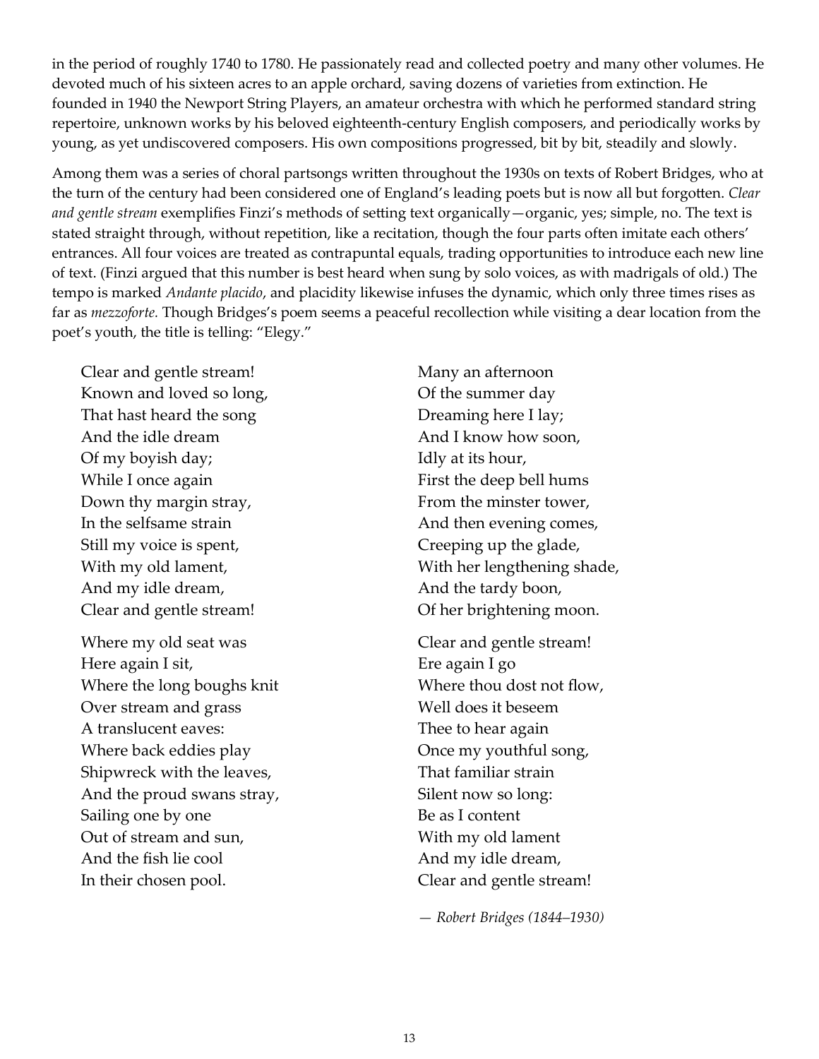in the period of roughly 1740 to 1780. He passionately read and collected poetry and many other volumes. He devoted much of his sixteen acres to an apple orchard, saving dozens of varieties from extinction. He founded in 1940 the Newport String Players, an amateur orchestra with which he performed standard string repertoire, unknown works by his beloved eighteenth-century English composers, and periodically works by young, as yet undiscovered composers. His own compositions progressed, bit by bit, steadily and slowly.

Among them was a series of choral partsongs written throughout the 1930s on texts of Robert Bridges, who at the turn of the century had been considered one of England's leading poets but is now all but forgotten. *Clear and gentle stream* exemplifies Finzi's methods of setting text organically—organic, yes; simple, no. The text is stated straight through, without repetition, like a recitation, though the four parts often imitate each others' entrances. All four voices are treated as contrapuntal equals, trading opportunities to introduce each new line of text. (Finzi argued that this number is best heard when sung by solo voices, as with madrigals of old.) The tempo is marked *Andante placido*, and placidity likewise infuses the dynamic, which only three times rises as far as *mezzoforte.* Though Bridges's poem seems a peaceful recollection while visiting a dear location from the poet's youth, the title is telling: "Elegy."

Clear and gentle stream!
Known and loved so long,
That hast heard the song
And the idle dream
Of my boyish day;
While I once again
Down thy margin stray,
In the selfsame strain
Still my voice is spent,
With my old lament,
And my idle dream,
Clear and gentle stream!

Where my old seat was
Here again I sit,
Where the long boughs knit
Over stream and grass
A translucent eaves:
Where back eddies play
Shipwreck with the leaves,
And the proud swans stray,
Sailing one by one
Out of stream and sun,
And the fish lie cool
In their chosen pool.

Many an afternoon
Of the summer day
Dreaming here I lay;
And I know how soon,
Idly at its hour,
First the deep bell hums
From the minster tower,
And then evening comes,
Creeping up the glade,
With her lengthening shade,
And the tardy boon,
Of her brightening moon.

Clear and gentle stream!
Ere again I go
Where thou dost not flow,
Well does it beseem
Thee to hear again
Once my youthful song,
That familiar strain
Silent now so long:
Be as I content
With my old lament
And my idle dream,
Clear and gentle stream!

*— Robert Bridges (1844–1930)*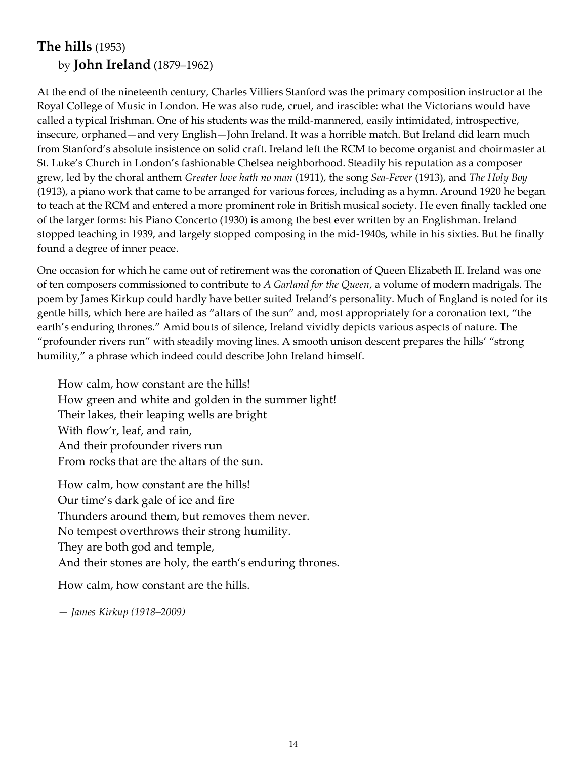## **The hills** (1953)
### by **John Ireland** (1879–1962)

At the end of the nineteenth century, Charles Villiers Stanford was the primary composition instructor at the Royal College of Music in London. He was also rude, cruel, and irascible: what the Victorians would have called a typical Irishman. One of his students was the mild-mannered, easily intimidated, introspective, insecure, orphaned—and very English—John Ireland. It was a horrible match. But Ireland did learn much from Stanford's absolute insistence on solid craft. Ireland left the RCM to become organist and choirmaster at St. Luke's Church in London's fashionable Chelsea neighborhood. Steadily his reputation as a composer grew, led by the choral anthem *Greater love hath no man* (1911), the song *Sea-Fever* (1913), and *The Holy Boy* (1913), a piano work that came to be arranged for various forces, including as a hymn. Around 1920 he began to teach at the RCM and entered a more prominent role in British musical society. He even finally tackled one of the larger forms: his Piano Concerto (1930) is among the best ever written by an Englishman. Ireland stopped teaching in 1939, and largely stopped composing in the mid-1940s, while in his sixties. But he finally found a degree of inner peace.

One occasion for which he came out of retirement was the coronation of Queen Elizabeth II. Ireland was one of ten composers commissioned to contribute to *A Garland for the Queen*, a volume of modern madrigals. The poem by James Kirkup could hardly have better suited Ireland's personality. Much of England is noted for its gentle hills, which here are hailed as "altars of the sun" and, most appropriately for a coronation text, "the earth's enduring thrones." Amid bouts of silence, Ireland vividly depicts various aspects of nature. The "profounder rivers run" with steadily moving lines. A smooth unison descent prepares the hills' "strong humility," a phrase which indeed could describe John Ireland himself.

How calm, how constant are the hills!
How green and white and golden in the summer light!
Their lakes, their leaping wells are bright
With flow'r, leaf, and rain,
And their profounder rivers run
From rocks that are the altars of the sun.

How calm, how constant are the hills!
Our time's dark gale of ice and fire
Thunders around them, but removes them never.
No tempest overthrows their strong humility.
They are both god and temple,
And their stones are holy, the earth's enduring thrones.

How calm, how constant are the hills.

*— James Kirkup (1918–2009)*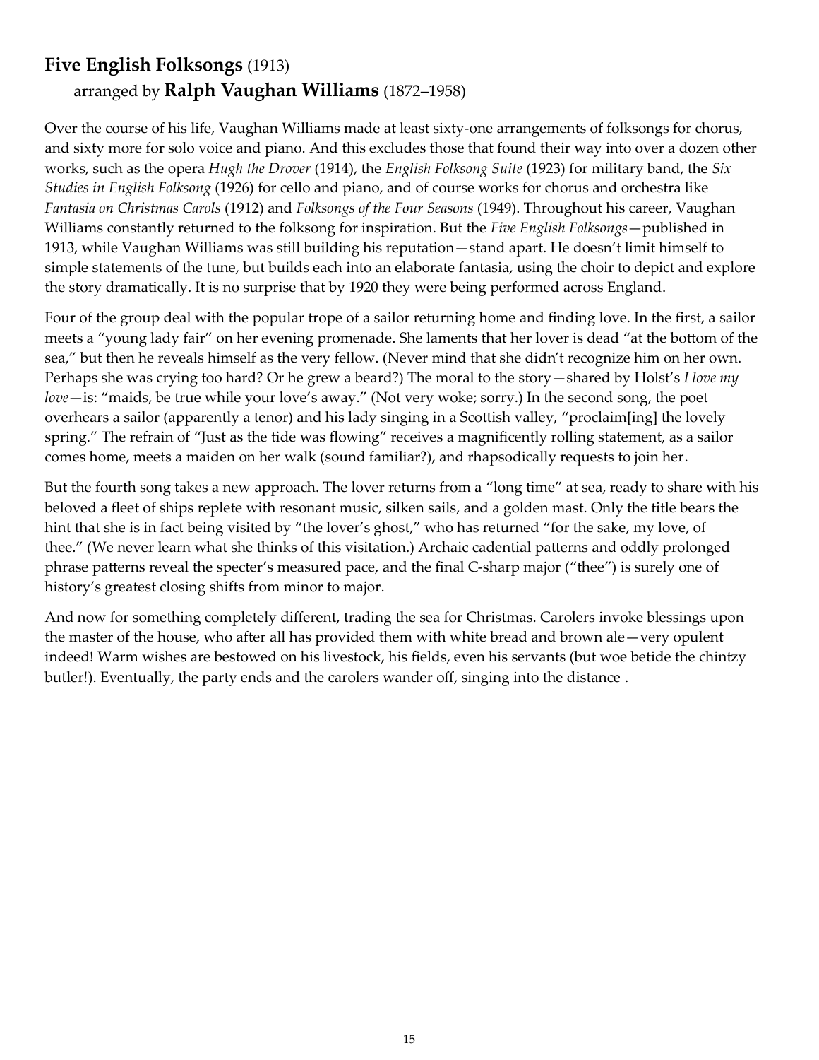## **Five English Folksongs** (1913)

### arranged by **Ralph Vaughan Williams** (1872–1958)

Over the course of his life, Vaughan Williams made at least sixty-one arrangements of folksongs for chorus, and sixty more for solo voice and piano. And this excludes those that found their way into over a dozen other works, such as the opera *Hugh the Drover* (1914), the *English Folksong Suite* (1923) for military band, the *Six Studies in English Folksong* (1926) for cello and piano, and of course works for chorus and orchestra like *Fantasia on Christmas Carols* (1912) and *Folksongs of the Four Seasons* (1949). Throughout his career, Vaughan Williams constantly returned to the folksong for inspiration. But the *Five English Folksongs*—published in 1913, while Vaughan Williams was still building his reputation—stand apart. He doesn't limit himself to simple statements of the tune, but builds each into an elaborate fantasia, using the choir to depict and explore the story dramatically. It is no surprise that by 1920 they were being performed across England.

Four of the group deal with the popular trope of a sailor returning home and finding love. In the first, a sailor meets a "young lady fair" on her evening promenade. She laments that her lover is dead "at the bottom of the sea," but then he reveals himself as the very fellow. (Never mind that she didn't recognize him on her own. Perhaps she was crying too hard? Or he grew a beard?) The moral to the story—shared by Holst's *I love my love*—is: "maids, be true while your love's away." (Not very woke; sorry.) In the second song, the poet overhears a sailor (apparently a tenor) and his lady singing in a Scottish valley, "proclaim[ing] the lovely spring." The refrain of "Just as the tide was flowing" receives a magnificently rolling statement, as a sailor comes home, meets a maiden on her walk (sound familiar?), and rhapsodically requests to join her.

But the fourth song takes a new approach. The lover returns from a "long time" at sea, ready to share with his beloved a fleet of ships replete with resonant music, silken sails, and a golden mast. Only the title bears the hint that she is in fact being visited by "the lover's ghost," who has returned "for the sake, my love, of thee." (We never learn what she thinks of this visitation.) Archaic cadential patterns and oddly prolonged phrase patterns reveal the specter's measured pace, and the final C-sharp major ("thee") is surely one of history's greatest closing shifts from minor to major.

And now for something completely different, trading the sea for Christmas. Carolers invoke blessings upon the master of the house, who after all has provided them with white bread and brown ale—very opulent indeed! Warm wishes are bestowed on his livestock, his fields, even his servants (but woe betide the chintzy butler!). Eventually, the party ends and the carolers wander off, singing into the distance .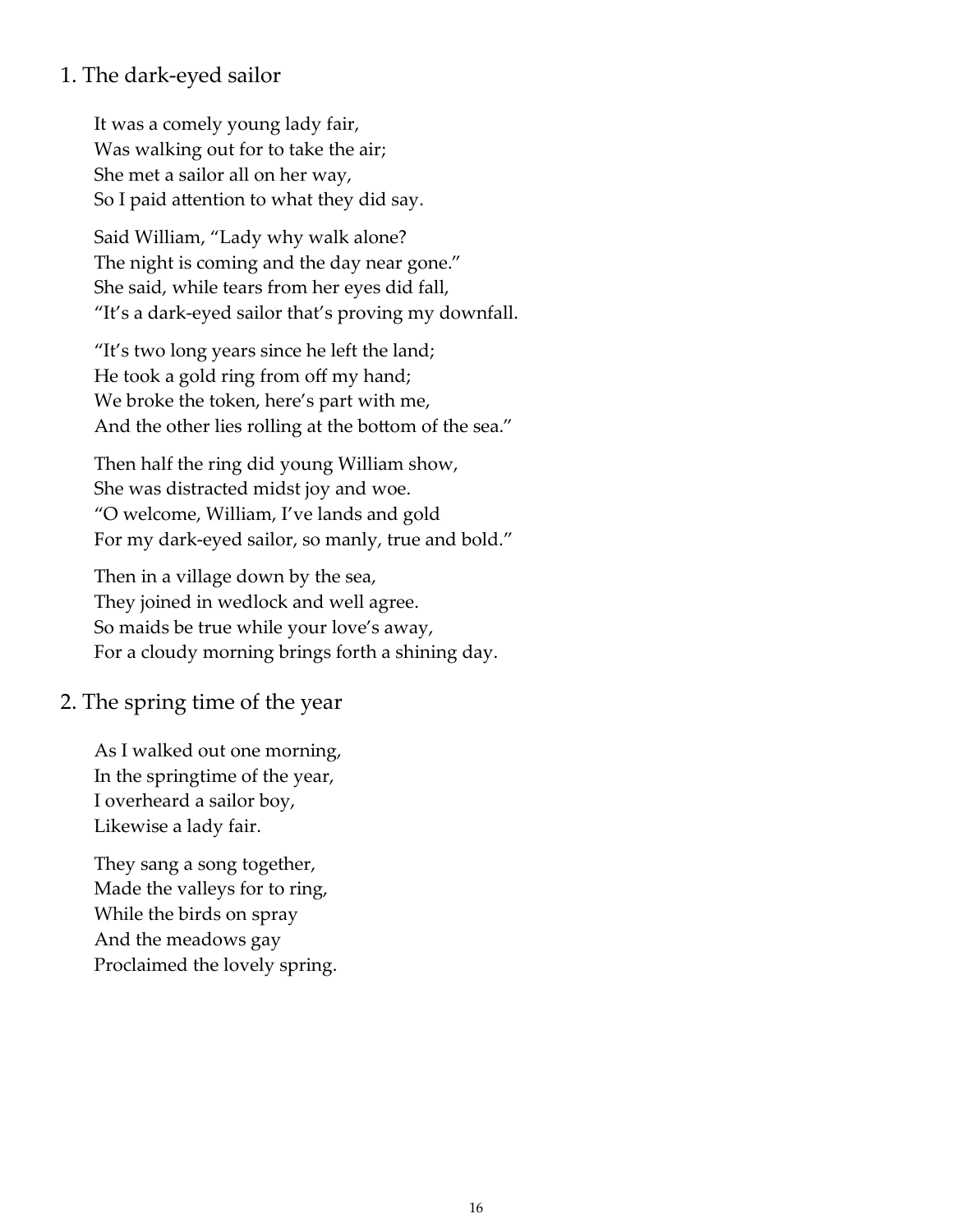## 1. The dark-eyed sailor

It was a comely young lady fair,
Was walking out for to take the air;
She met a sailor all on her way,
So I paid attention to what they did say.

Said William, “Lady why walk alone?
The night is coming and the day near gone.”
She said, while tears from her eyes did fall,
“It’s a dark-eyed sailor that’s proving my downfall.

“It’s two long years since he left the land;
He took a gold ring from off my hand;
We broke the token, here’s part with me,
And the other lies rolling at the bottom of the sea.”

Then half the ring did young William show,
She was distracted midst joy and woe.
“O welcome, William, I’ve lands and gold
For my dark-eyed sailor, so manly, true and bold.”

Then in a village down by the sea,
They joined in wedlock and well agree.
So maids be true while your love’s away,
For a cloudy morning brings forth a shining day.

## 2. The spring time of the year

As I walked out one morning,
In the springtime of the year,
I overheard a sailor boy,
Likewise a lady fair.

They sang a song together,
Made the valleys for to ring,
While the birds on spray
And the meadows gay
Proclaimed the lovely spring.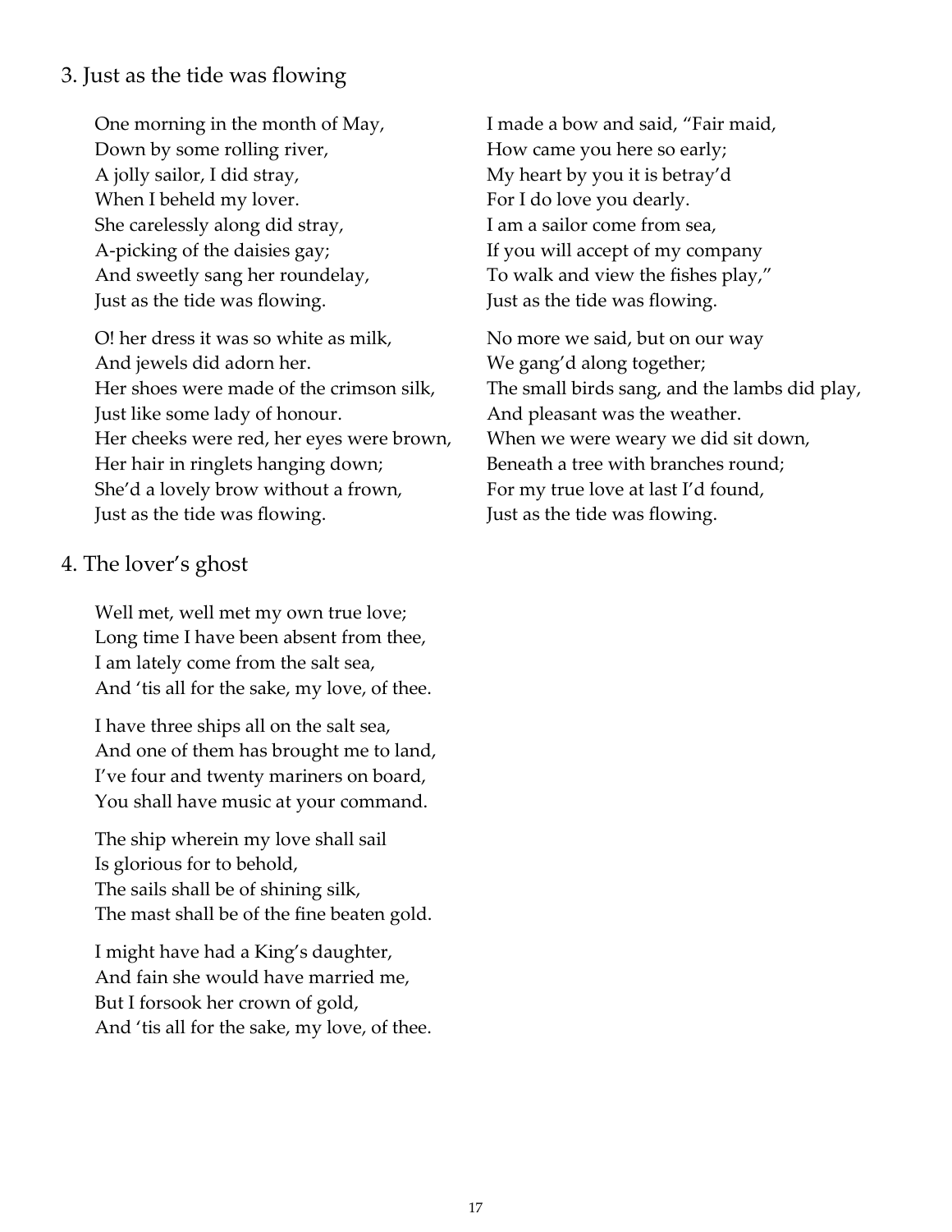## 3. Just as the tide was flowing

One morning in the month of May,
Down by some rolling river,
A jolly sailor, I did stray,
When I beheld my lover.
She carelessly along did stray,
A-picking of the daisies gay;
And sweetly sang her roundelay,
Just as the tide was flowing.

O! her dress it was so white as milk,
And jewels did adorn her.
Her shoes were made of the crimson silk,
Just like some lady of honour.
Her cheeks were red, her eyes were brown,
Her hair in ringlets hanging down;
She'd a lovely brow without a frown,
Just as the tide was flowing.

I made a bow and said, "Fair maid,
How came you here so early;
My heart by you it is betray'd
For I do love you dearly.
I am a sailor come from sea,
If you will accept of my company
To walk and view the fishes play,"
Just as the tide was flowing.

No more we said, but on our way
We gang'd along together;
The small birds sang, and the lambs did play,
And pleasant was the weather.
When we were weary we did sit down,
Beneath a tree with branches round;
For my true love at last I'd found,
Just as the tide was flowing.

## 4. The lover's ghost

Well met, well met my own true love;
Long time I have been absent from thee,
I am lately come from the salt sea,
And 'tis all for the sake, my love, of thee.

I have three ships all on the salt sea,
And one of them has brought me to land,
I've four and twenty mariners on board,
You shall have music at your command.

The ship wherein my love shall sail
Is glorious for to behold,
The sails shall be of shining silk,
The mast shall be of the fine beaten gold.

I might have had a King's daughter,
And fain she would have married me,
But I forsook her crown of gold,
And 'tis all for the sake, my love, of thee.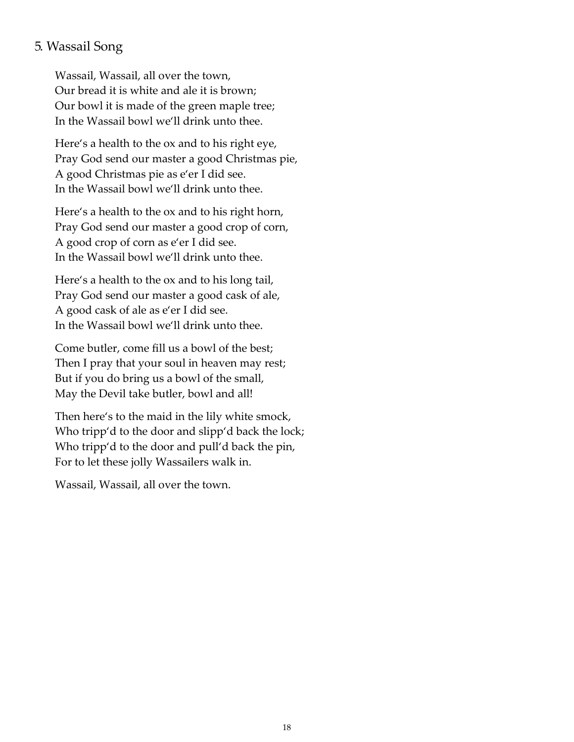## 5. Wassail Song

Wassail, Wassail, all over the town,
Our bread it is white and ale it is brown;
Our bowl it is made of the green maple tree;
In the Wassail bowl we'll drink unto thee.

Here's a health to the ox and to his right eye,
Pray God send our master a good Christmas pie,
A good Christmas pie as e'er I did see.
In the Wassail bowl we'll drink unto thee.

Here's a health to the ox and to his right horn,
Pray God send our master a good crop of corn,
A good crop of corn as e'er I did see.
In the Wassail bowl we'll drink unto thee.

Here's a health to the ox and to his long tail,
Pray God send our master a good cask of ale,
A good cask of ale as e'er I did see.
In the Wassail bowl we'll drink unto thee.

Come butler, come fill us a bowl of the best;
Then I pray that your soul in heaven may rest;
But if you do bring us a bowl of the small,
May the Devil take butler, bowl and all!

Then here's to the maid in the lily white smock,
Who tripp'd to the door and slipp'd back the lock;
Who tripp'd to the door and pull'd back the pin,
For to let these jolly Wassailers walk in.

Wassail, Wassail, all over the town.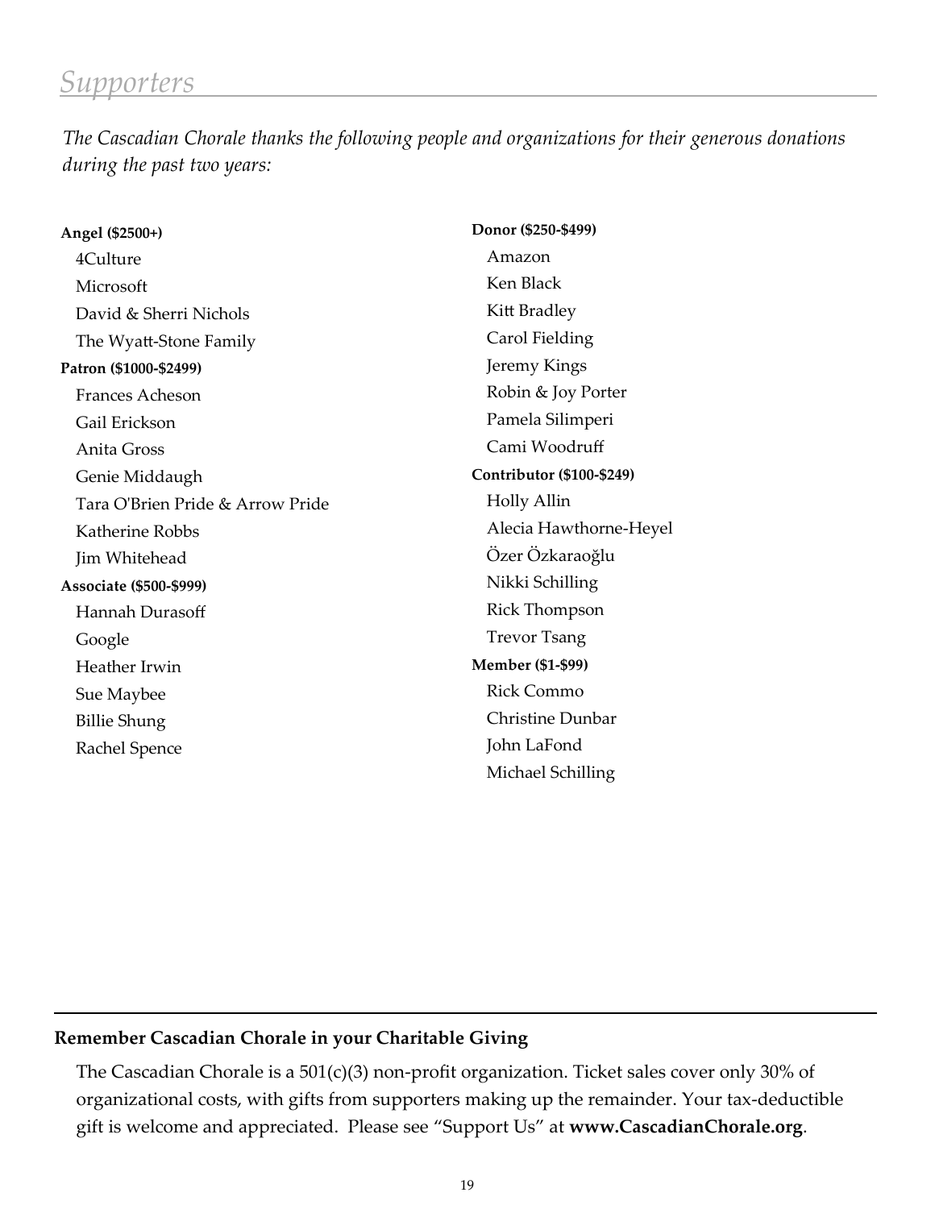## *Supporters*

*The Cascadian Chorale thanks the following people and organizations for their generous donations during the past two years:*

**Angel ($2500+)**

4Culture  
Microsoft  
David & Sherri Nichols  
The Wyatt-Stone Family

**Patron ($1000-$2499)**

Frances Acheson  
Gail Erickson  
Anita Gross  
Genie Middaugh  
Tara O'Brien Pride & Arrow Pride  
Katherine Robbs  
Jim Whitehead

**Associate ($500-$999)**

Hannah Durasoff  
Google  
Heather Irwin  
Sue Maybee  
Billie Shung  
Rachel Spence

**Donor ($250-$499)**

Amazon  
Ken Black  
Kitt Bradley  
Carol Fielding  
Jeremy Kings  
Robin & Joy Porter  
Pamela Silimperi  
Cami Woodruff

**Contributor ($100-$249)**

Holly Allin  
Alecia Hawthorne-Heyel  
Özer Özkaraoğlu  
Nikki Schilling  
Rick Thompson  
Trevor Tsang

**Member ($1-$99)**

Rick Commo  
Christine Dunbar  
John LaFond  
Michael Schilling

---

**Remember Cascadian Chorale in your Charitable Giving**

The Cascadian Chorale is a 501(c)(3) non-profit organization. Ticket sales cover only 30% of organizational costs, with gifts from supporters making up the remainder. Your tax-deductible gift is welcome and appreciated. Please see "Support Us" at **www.CascadianChorale.org**.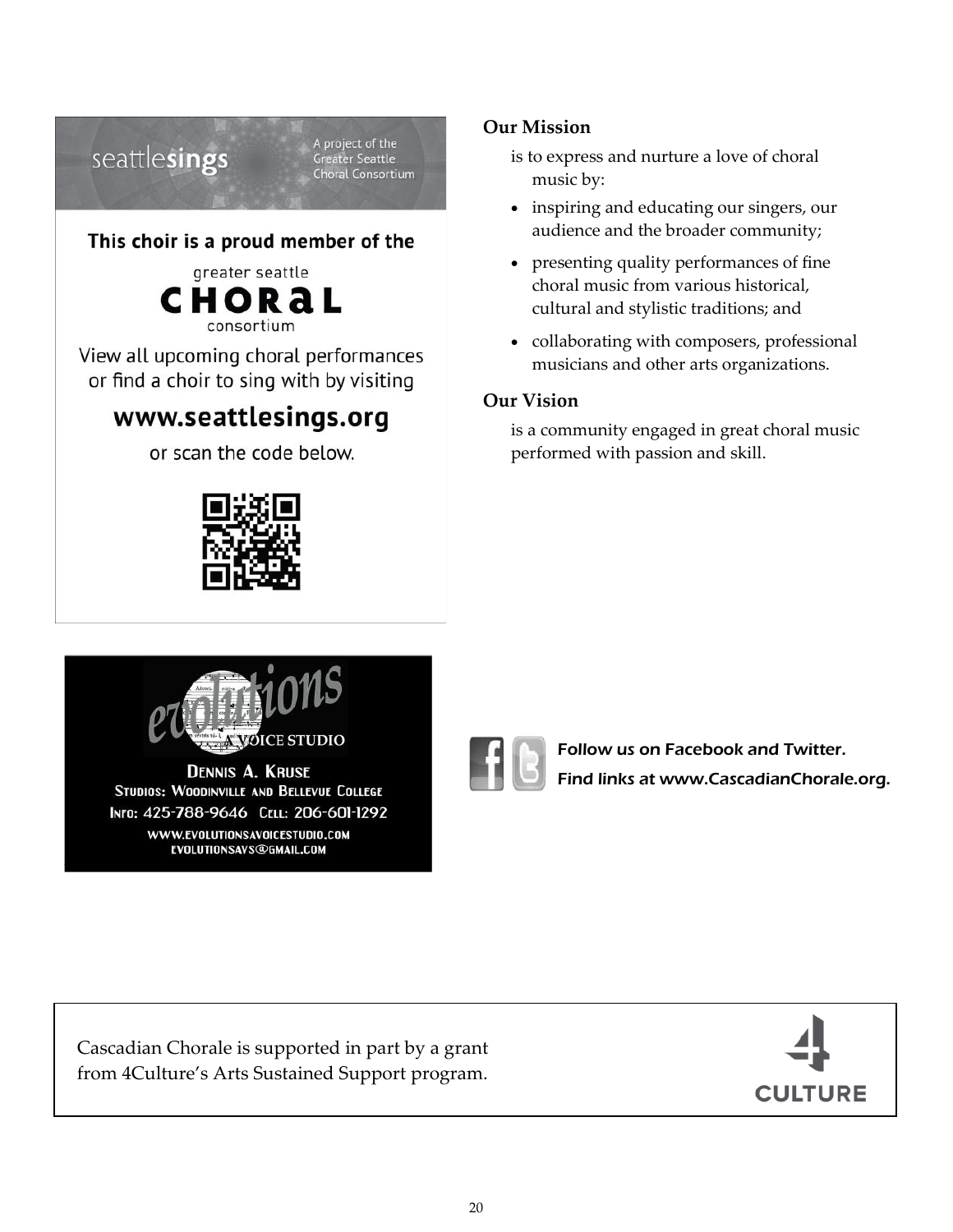seattlesings

A project of the Greater Seattle Choral Consortium

**This choir is a proud member of the**

greater seattle
**CHORAL**
consortium

View all upcoming choral performances or find a choir to sing with by visiting

**www.seattlesings.org**

or scan the code below.

## Our Mission

is to express and nurture a love of choral music by:

- inspiring and educating our singers, our audience and the broader community;
- presenting quality performances of fine choral music from various historical, cultural and stylistic traditions; and
- collaborating with composers, professional musicians and other arts organizations.

## Our Vision

is a community engaged in great choral music performed with passion and skill.

evolutions A VOICE STUDIO

DENNIS A. KRUSE

STUDIOS: WOODINVILLE AND BELLEVUE COLLEGE

INFO: 425-788-9646 CELL: 206-601-1292

WWW.EVOLUTIONSAVOICESTUDIO.COM

EVOLUTIONSAVS@GMAIL.COM

*Follow us on Facebook and Twitter.*

*Find links at www.CascadianChorale.org.*

Cascadian Chorale is supported in part by a grant from 4Culture's Arts Sustained Support program.

4 CULTURE